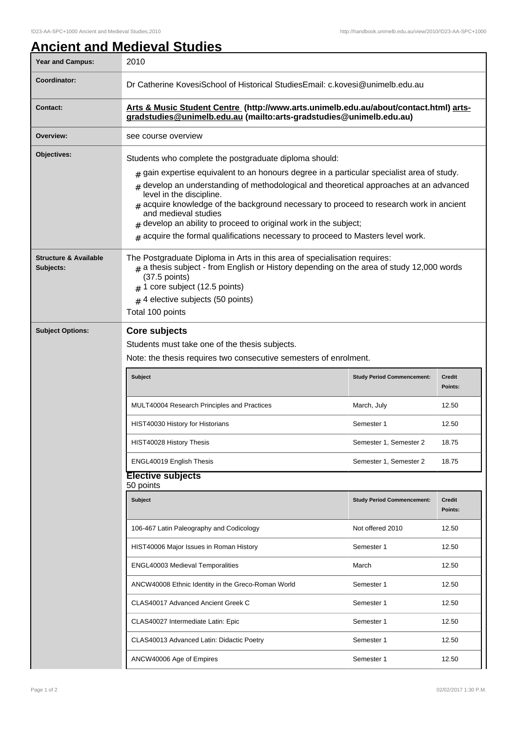# Ancient and Medieval Studies

| | |
|---|---|
| **Year and Campus:** | 2010 |
| **Coordinator:** | Dr Catherine KovesiSchool of Historical StudiesEmail: c.kovesi@unimelb.edu.au |
| **Contact:** | **Arts & Music Student Centre (http://www.arts.unimelb.edu.au/about/contact.html) arts-gradstudies@unimelb.edu.au (mailto:arts-gradstudies@unimelb.edu.au)** |
| **Overview:** | see course overview |

**Objectives:**

Students who complete the postgraduate diploma should:

- gain expertise equivalent to an honours degree in a particular specialist area of study.
- develop an understanding of methodological and theoretical approaches at an advanced level in the discipline.
- acquire knowledge of the background necessary to proceed to research work in ancient and medieval studies
- develop an ability to proceed to original work in the subject;
- acquire the formal qualifications necessary to proceed to Masters level work.

**Structure & Available Subjects:**

The Postgraduate Diploma in Arts in this area of specialisation requires:

- a thesis subject - from English or History depending on the area of study 12,000 words (37.5 points)
- 1 core subject (12.5 points)
- 4 elective subjects (50 points)

Total 100 points

**Subject Options:**

## Core subjects

Students must take one of the thesis subjects.

Note: the thesis requires two consecutive semesters of enrolment.

| Subject | Study Period Commencement: | Credit Points: |
|---|---|---|
| MULT40004 Research Principles and Practices | March, July | 12.50 |
| HIST40030 History for Historians | Semester 1 | 12.50 |
| HIST40028 History Thesis | Semester 1, Semester 2 | 18.75 |
| ENGL40019 English Thesis | Semester 1, Semester 2 | 18.75 |

## Elective subjects

50 points

| Subject | Study Period Commencement: | Credit Points: |
|---|---|---|
| 106-467 Latin Paleography and Codicology | Not offered 2010 | 12.50 |
| HIST40006 Major Issues in Roman History | Semester 1 | 12.50 |
| ENGL40003 Medieval Temporalities | March | 12.50 |
| ANCW40008 Ethnic Identity in the Greco-Roman World | Semester 1 | 12.50 |
| CLAS40017 Advanced Ancient Greek C | Semester 1 | 12.50 |
| CLAS40027 Intermediate Latin: Epic | Semester 1 | 12.50 |
| CLAS40013 Advanced Latin: Didactic Poetry | Semester 1 | 12.50 |
| ANCW40006 Age of Empires | Semester 1 | 12.50 |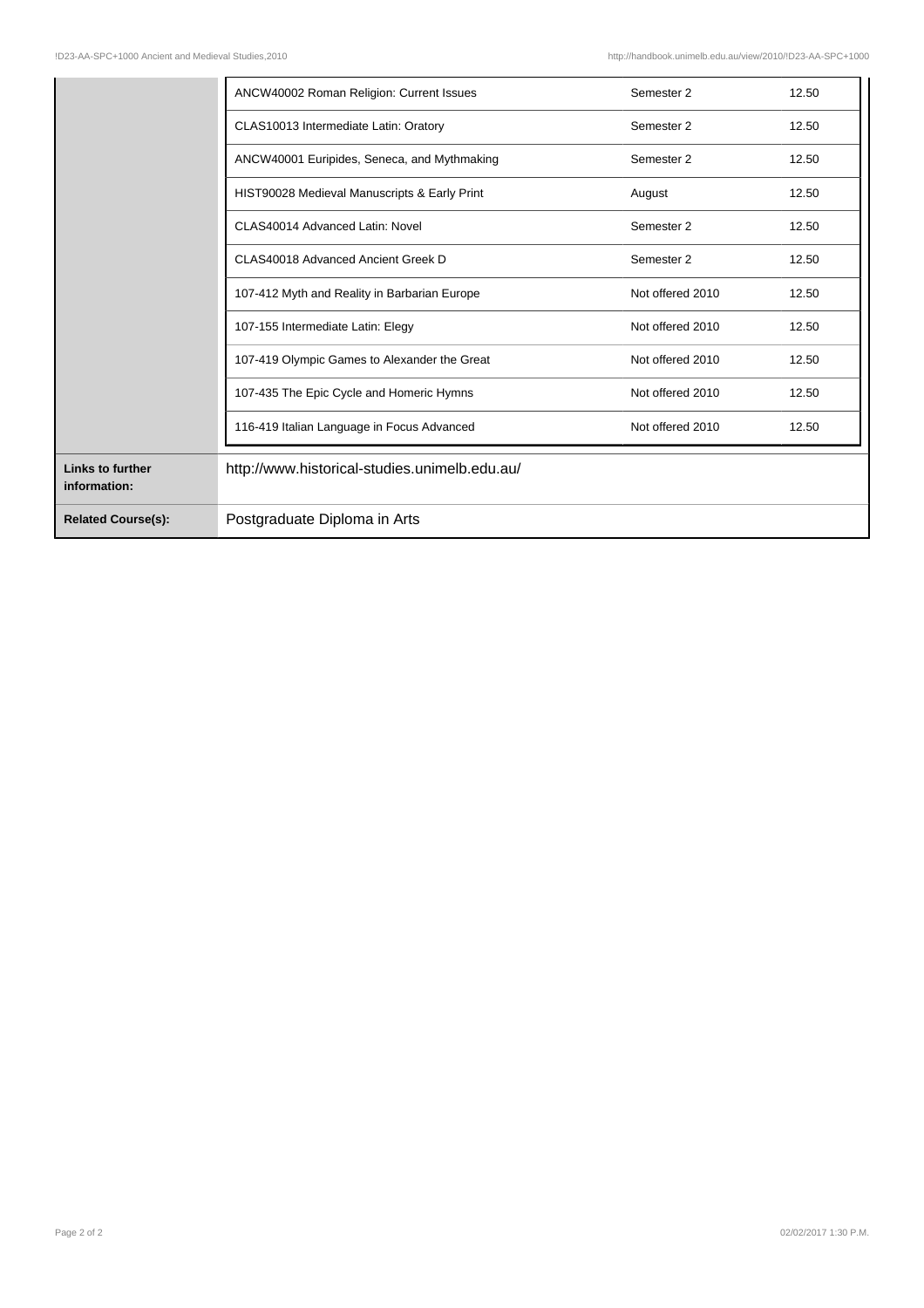| | | | |
|---|---|---|---|
| | ANCW40002 Roman Religion: Current Issues | Semester 2 | 12.50 |
| | CLAS10013 Intermediate Latin: Oratory | Semester 2 | 12.50 |
| | ANCW40001 Euripides, Seneca, and Mythmaking | Semester 2 | 12.50 |
| | HIST90028 Medieval Manuscripts & Early Print | August | 12.50 |
| | CLAS40014 Advanced Latin: Novel | Semester 2 | 12.50 |
| | CLAS40018 Advanced Ancient Greek D | Semester 2 | 12.50 |
| | 107-412 Myth and Reality in Barbarian Europe | Not offered 2010 | 12.50 |
| | 107-155 Intermediate Latin: Elegy | Not offered 2010 | 12.50 |
| | 107-419 Olympic Games to Alexander the Great | Not offered 2010 | 12.50 |
| | 107-435 The Epic Cycle and Homeric Hymns | Not offered 2010 | 12.50 |
| | 116-419 Italian Language in Focus Advanced | Not offered 2010 | 12.50 |
| **Links to further information:** | http://www.historical-studies.unimelb.edu.au/ | | |
| **Related Course(s):** | Postgraduate Diploma in Arts | | |